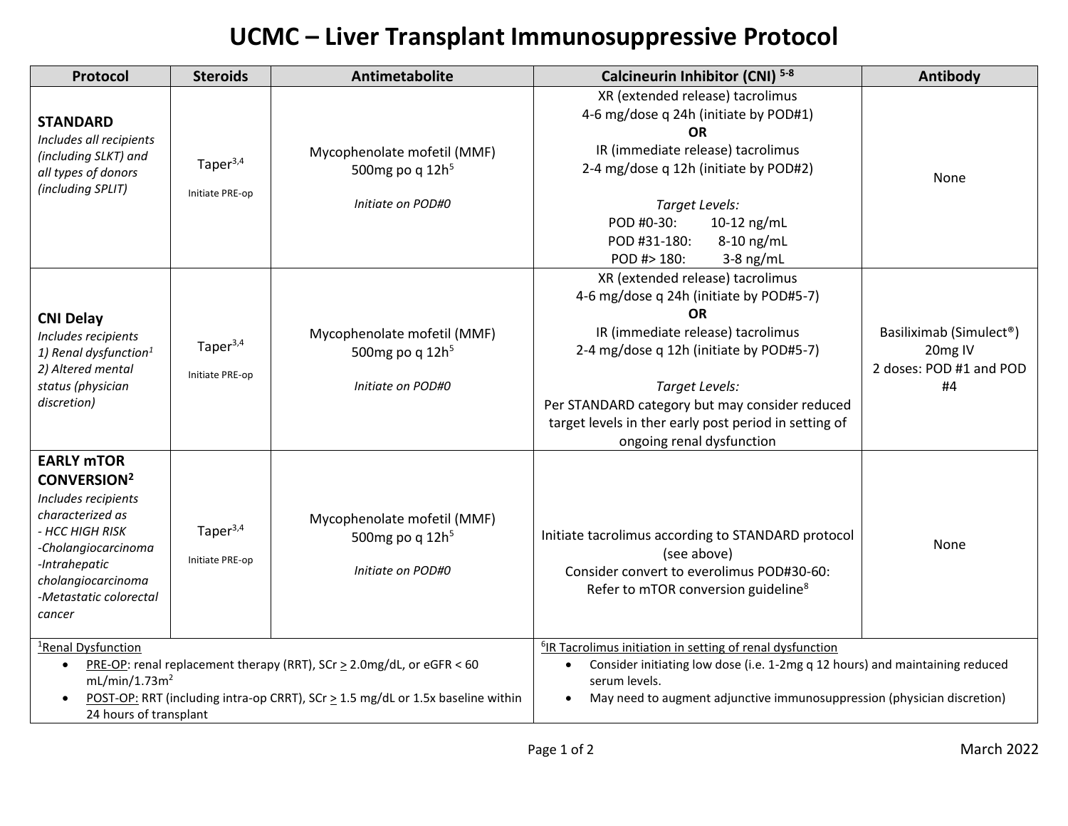# UCMC – Liver Transplant Immunosuppressive Protocol

| Protocol | Steroids | Antimetabolite | Calcineurin Inhibitor (CNI)[5-8] | Antibody |
|---|---|---|---|---|
| **STANDARD**<br>*Includes all recipients (including SLKT) and all types of donors (including SPLIT)* | Taper[3,4]<br><br>Initiate PRE-op | Mycophenolate mofetil (MMF)<br>500mg po q 12h[5]<br><br>*Initiate on POD#0* | XR (extended release) tacrolimus<br>4-6 mg/dose q 24h (initiate by POD#1)<br>**OR**<br>IR (immediate release) tacrolimus<br>2-4 mg/dose q 12h (initiate by POD#2)<br><br>*Target Levels:*<br>POD #0-30: 10-12 ng/mL<br>POD #31-180: 8-10 ng/mL<br>POD #> 180: 3-8 ng/mL | None |
| **CNI Delay**<br>*Includes recipients*<br>*1) Renal dysfunction[1]*<br>*2) Altered mental status (physician discretion)* | Taper[3,4]<br><br>Initiate PRE-op | Mycophenolate mofetil (MMF)<br>500mg po q 12h[5]<br><br>*Initiate on POD#0* | XR (extended release) tacrolimus<br>4-6 mg/dose q 24h (initiate by POD#5-7)<br>**OR**<br>IR (immediate release) tacrolimus<br>2-4 mg/dose q 12h (initiate by POD#5-7)<br><br>*Target Levels:*<br>Per STANDARD category but may consider reduced target levels in ther early post period in setting of ongoing renal dysfunction | Basiliximab (Simulect®)<br>20mg IV<br>2 doses: POD #1 and POD #4 |
| **EARLY mTOR CONVERSION[2]**<br>*Includes recipients characterized as*<br>*- HCC HIGH RISK*<br>*-Cholangiocarcinoma*<br>*-Intrahepatic cholangiocarcinoma*<br>*-Metastatic colorectal cancer* | Taper[3,4]<br><br>Initiate PRE-op | Mycophenolate mofetil (MMF)<br>500mg po q 12h[5]<br><br>*Initiate on POD#0* | Initiate tacrolimus according to STANDARD protocol (see above)<br>Consider convert to everolimus POD#30-60:<br>Refer to mTOR conversion guideline[8] | None |

[1]Renal Dysfunction

- PRE-OP: renal replacement therapy (RRT), SCr ≥ 2.0mg/dL, or eGFR < 60 mL/min/1.73m$^2$
- POST-OP: RRT (including intra-op CRRT), SCr ≥ 1.5 mg/dL or 1.5x baseline within 24 hours of transplant

[6]IR Tacrolimus initiation in setting of renal dysfunction

- Consider initiating low dose (i.e. 1-2mg q 12 hours) and maintaining reduced serum levels.
- May need to augment adjunctive immunosuppression (physician discretion)

March 2022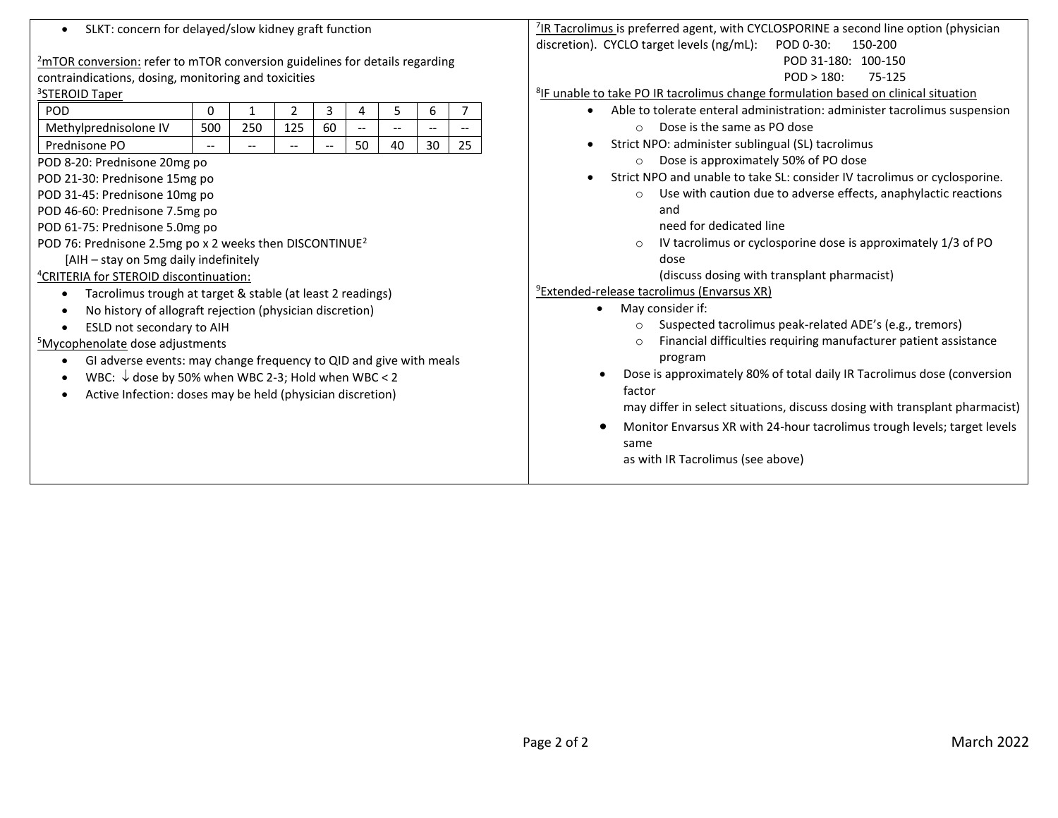- SLKT: concern for delayed/slow kidney graft function

[2]mTOR conversion: refer to mTOR conversion guidelines for details regarding contraindications, dosing, monitoring and toxicities

[3]STEROID Taper

| POD | 0 | 1 | 2 | 3 | 4 | 5 | 6 | 7 |
|---|---|---|---|---|---|---|---|---|
| Methylprednisolone IV | 500 | 250 | 125 | 60 | -- | -- | -- | -- |
| Prednisone PO | -- | -- | -- | -- | 50 | 40 | 30 | 25 |

POD 8-20: Prednisone 20mg po
POD 21-30: Prednisone 15mg po
POD 31-45: Prednisone 10mg po
POD 46-60: Prednisone 7.5mg po
POD 61-75: Prednisone 5.0mg po
POD 76: Prednisone 2.5mg po x 2 weeks then DISCONTINUE[2]
[AIH – stay on 5mg daily indefinitely

[4]CRITERIA for STEROID discontinuation:

- Tacrolimus trough at target & stable (at least 2 readings)
- No history of allograft rejection (physician discretion)
- ESLD not secondary to AIH

[5]Mycophenolate dose adjustments

- GI adverse events: may change frequency to QID and give with meals
- WBC: ↓ dose by 50% when WBC 2-3; Hold when WBC < 2
- Active Infection: doses may be held (physician discretion)

[7]IR Tacrolimus is preferred agent, with CYCLOSPORINE a second line option (physician discretion). CYCLO target levels (ng/mL): POD 0-30: 150-200
POD 31-180: 100-150
POD > 180: 75-125

[8]IF unable to take PO IR tacrolimus change formulation based on clinical situation

- Able to tolerate enteral administration: administer tacrolimus suspension
  - Dose is the same as PO dose
- Strict NPO: administer sublingual (SL) tacrolimus
  - Dose is approximately 50% of PO dose
- Strict NPO and unable to take SL: consider IV tacrolimus or cyclosporine.
  - Use with caution due to adverse effects, anaphylactic reactions and need for dedicated line
  - IV tacrolimus or cyclosporine dose is approximately 1/3 of PO dose (discuss dosing with transplant pharmacist)

[9]Extended-release tacrolimus (Envarsus XR)

- May consider if:
  - Suspected tacrolimus peak-related ADE's (e.g., tremors)
  - Financial difficulties requiring manufacturer patient assistance program
- Dose is approximately 80% of total daily IR Tacrolimus dose (conversion factor may differ in select situations, discuss dosing with transplant pharmacist)
- Monitor Envarsus XR with 24-hour tacrolimus trough levels; target levels same as with IR Tacrolimus (see above)

March 2022